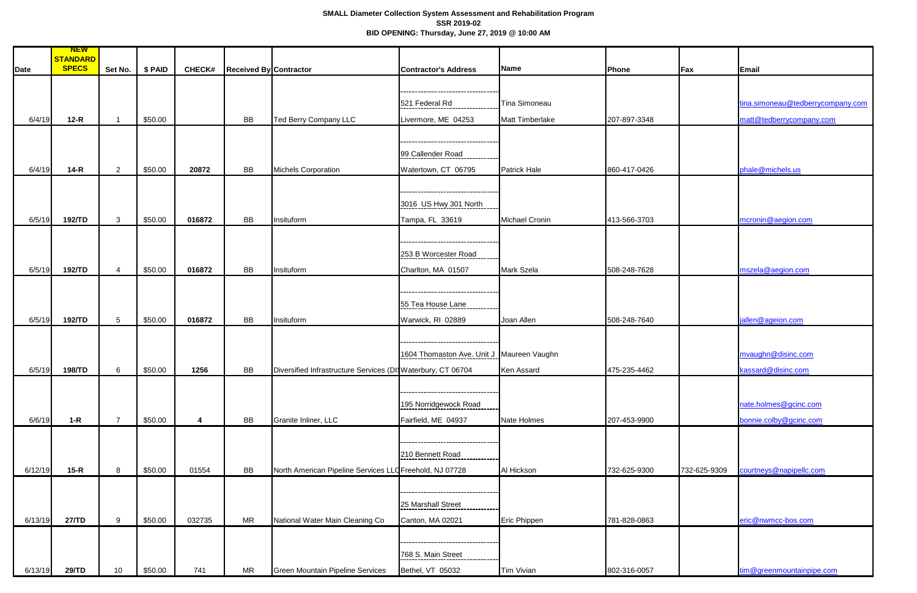**SMALL Diameter Collection System Assessment and Rehabilitation Program**
**SSR 2019-02**
**BID OPENING: Thursday, June 27, 2019 @ 10:00 AM**

| Date | NEW STANDARD SPECS | Set No. | $ PAID | CHECK# | Received By | Contractor | Contractor's Address | Name | Phone | Fax | Email |
|---|---|---|---|---|---|---|---|---|---|---|---|
| 6/4/19 | 12-R | 1 | $50.00 | | BB | Ted Berry Company LLC | 521 Federal Rd<br>Livermore, ME 04253 | Tina Simoneau<br>Matt Timberlake | 207-897-3348 | | tina.simoneau@tedberrycompany.com<br>matt@tedberrycompany.com |
| 6/4/19 | 14-R | 2 | $50.00 | 20872 | BB | Michels Corporation | 99 Callender Road<br>Watertown, CT 06795 | Patrick Hale | 860-417-0426 | | phale@michels.us |
| 6/5/19 | 192/TD | 3 | $50.00 | 016872 | BB | Insituform | 3016 US Hwy 301 North<br>Tampa, FL 33619 | Michael Cronin | 413-566-3703 | | mcronin@aegion.com |
| 6/5/19 | 192/TD | 4 | $50.00 | 016872 | BB | Insituform | 253 B Worcester Road<br>Charlton, MA 01507 | Mark Szela | 508-248-7628 | | mszela@aegion.com |
| 6/5/19 | 192/TD | 5 | $50.00 | 016872 | BB | Insituform | 55 Tea House Lane<br>Warwick, RI 02889 | Joan Allen | 508-248-7640 | | jallen@ageion.com |
| 6/5/19 | 198/TD | 6 | $50.00 | 1256 | BB | Diversified Infrastructure Services (DIS | 1604 Thomaston Ave. Unit J<br>Waterbury, CT 06704 | Maureen Vaughn<br>Ken Assard | 475-235-4462 | | mvaughn@disinc.com<br>kassard@disinc.com |
| 6/6/19 | 1-R | 7 | $50.00 | 4 | BB | Granite Inliner, LLC | 195 Norridgewock Road<br>Fairfield, ME 04937 | Nate Holmes | 207-453-9900 | | nate.holmes@gcinc.com<br>bonnie.colby@gcinc.com |
| 6/12/19 | 15-R | 8 | $50.00 | 01554 | BB | North American Pipeline Services LLC | 210 Bennett Road<br>Freehold, NJ 07728 | Al Hickson | 732-625-9300 | 732-625-9309 | courtneys@napipellc.com |
| 6/13/19 | 27/TD | 9 | $50.00 | 032735 | MR | National Water Main Cleaning Co | 25 Marshall Street<br>Canton, MA 02021 | Eric Phippen | 781-828-0863 | | eric@nwmcc-bos.com |
| 6/13/19 | 29/TD | 10 | $50.00 | 741 | MR | Green Mountain Pipeline Services | 768 S. Main Street<br>Bethel, VT 05032 | Tim Vivian | 802-316-0057 | | tim@greenmountainpipe.com |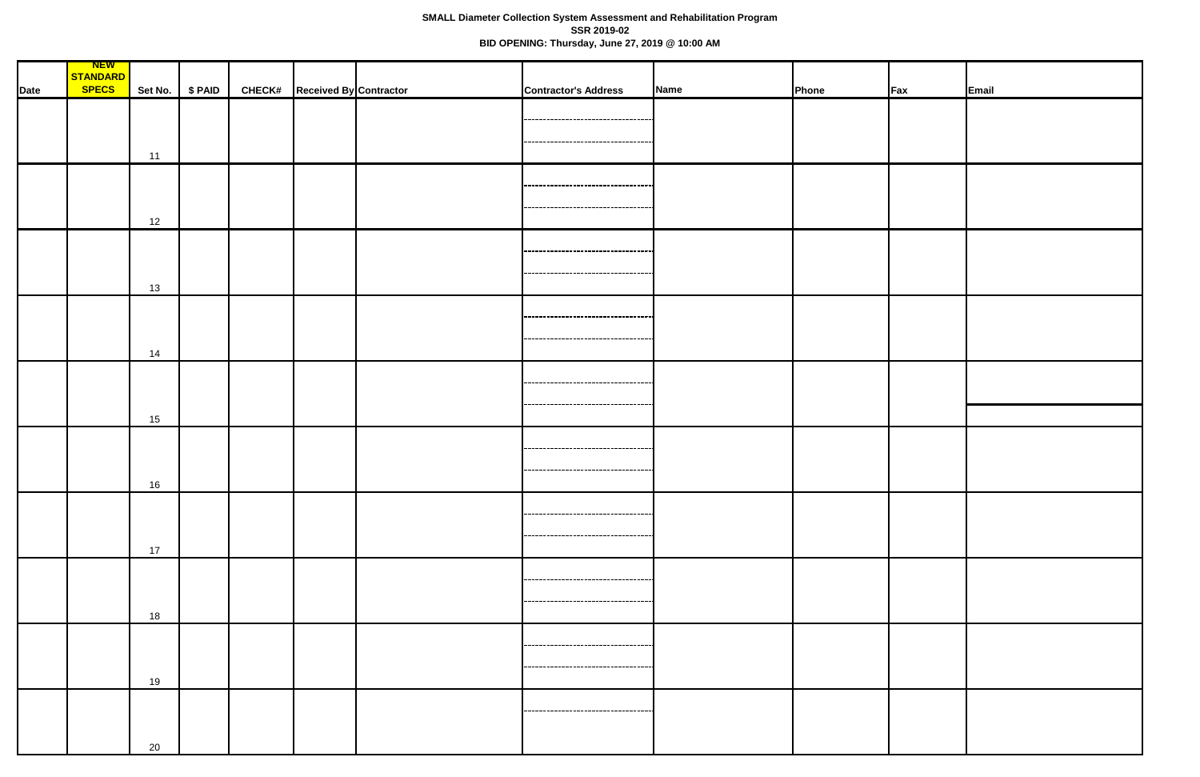**SMALL Diameter Collection System Assessment and Rehabilitation Program**
**SSR 2019-02**
**BID OPENING: Thursday, June 27, 2019 @ 10:00 AM**

| Date | NEW STANDARD SPECS | Set No. | $ PAID | CHECK# | Received By | Contractor | Contractor's Address | Name | Phone | Fax | Email |
|---|---|---|---|---|---|---|---|---|---|---|---|
| | | 11 | | | | | | | | | |
| | | 12 | | | | | | | | | |
| | | 13 | | | | | | | | | |
| | | 14 | | | | | | | | | |
| | | 15 | | | | | | | | | |
| | | 16 | | | | | | | | | |
| | | 17 | | | | | | | | | |
| | | 18 | | | | | | | | | |
| | | 19 | | | | | | | | | |
| | | 20 | | | | | | | | | |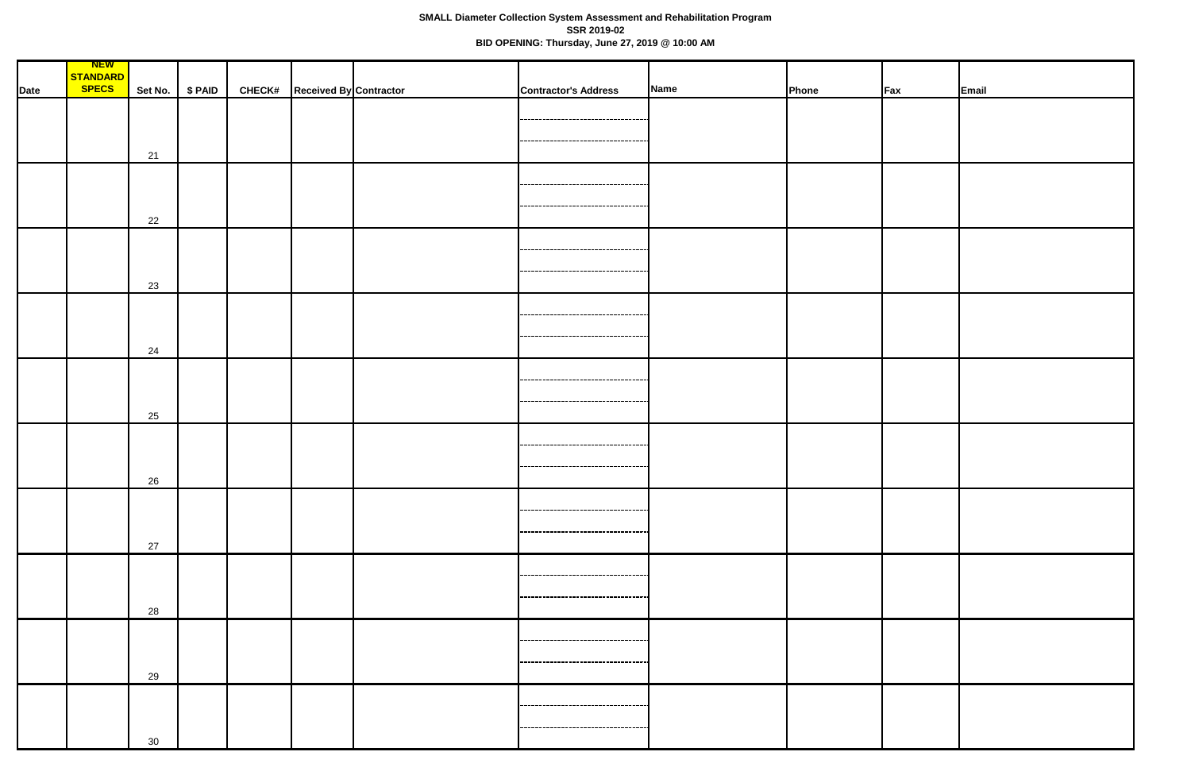**SMALL Diameter Collection System Assessment and Rehabilitation Program**
**SSR 2019-02**
**BID OPENING: Thursday, June 27, 2019 @ 10:00 AM**

| Date | NEW STANDARD SPECS | Set No. | $ PAID | CHECK# | Received By | Contractor | Contractor's Address | Name | Phone | Fax | Email |
|---|---|---|---|---|---|---|---|---|---|---|---|
| | | 21 | | | | | | | | | |
| | | 22 | | | | | | | | | |
| | | 23 | | | | | | | | | |
| | | 24 | | | | | | | | | |
| | | 25 | | | | | | | | | |
| | | 26 | | | | | | | | | |
| | | 27 | | | | | | | | | |
| | | 28 | | | | | | | | | |
| | | 29 | | | | | | | | | |
| | | 30 | | | | | | | | | |